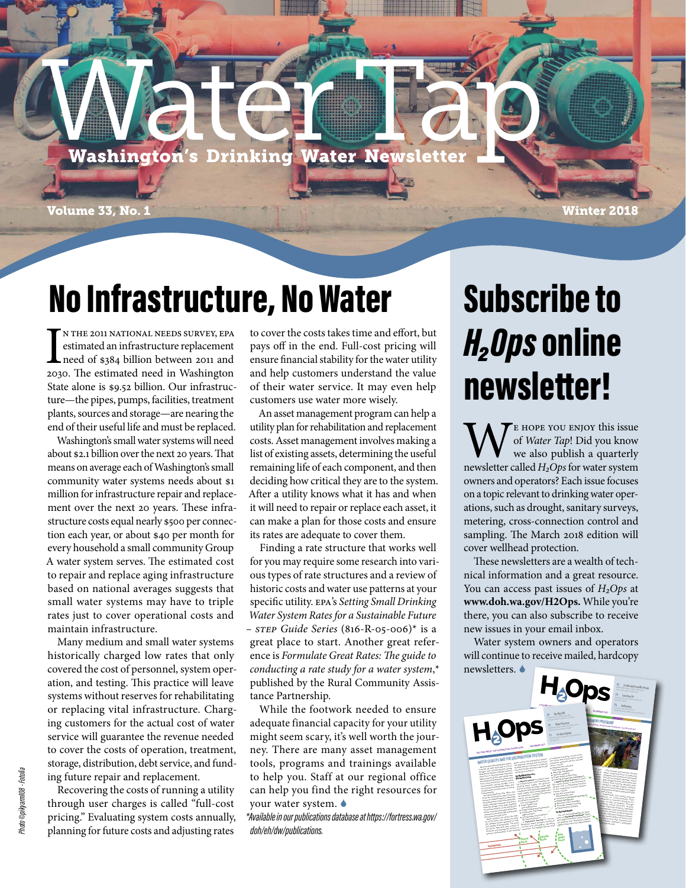# Water Tap

**Washington's Drinking Water Newsletter**

**Volume 33, No. 1** **Winter 2018**

## No Infrastructure, No Water

In the 2011 National Needs Survey, EPA estimated an infrastructure replacement need of $384 billion between 2011 and 2030. The estimated need in Washington State alone is $9.52 billion. Our infrastructure—the pipes, pumps, facilities, treatment plants, sources and storage—are nearing the end of their useful life and must be replaced.

Washington's small water systems will need about $2.1 billion over the next 20 years. That means on average each of Washington's small community water systems needs about $1 million for infrastructure repair and replacement over the next 20 years. These infrastructure costs equal nearly $500 per connection each year, or about $40 per month for every household a small community Group A water system serves. The estimated cost to repair and replace aging infrastructure based on national averages suggests that small water systems may have to triple rates just to cover operational costs and maintain infrastructure.

Many medium and small water systems historically charged low rates that only covered the cost of personnel, system operation, and testing. This practice will leave systems without reserves for rehabilitating or replacing vital infrastructure. Charging customers for the actual cost of water service will guarantee the revenue needed to cover the costs of operation, treatment, storage, distribution, debt service, and funding future repair and replacement.

Recovering the costs of running a utility through user charges is called "full-cost pricing." Evaluating system costs annually, planning for future costs and adjusting rates to cover the costs takes time and effort, but pays off in the end. Full-cost pricing will ensure financial stability for the water utility and help customers understand the value of their water service. It may even help customers use water more wisely.

An asset management program can help a utility plan for rehabilitation and replacement costs. Asset management involves making a list of existing assets, determining the useful remaining life of each component, and then deciding how critical they are to the system. After a utility knows what it has and when it will need to repair or replace each asset, it can make a plan for those costs and ensure its rates are adequate to cover them.

Finding a rate structure that works well for you may require some research into various types of rate structures and a review of historic costs and water use patterns at your specific utility. EPA's *Setting Small Drinking Water System Rates for a Sustainable Future – STEP Guide Series* (816-R-05-006)* is a great place to start. Another great reference is *Formulate Great Rates: The guide to conducting a rate study for a water system*,* published by the Rural Community Assistance Partnership.

While the footwork needed to ensure adequate financial capacity for your utility might seem scary, it's well worth the journey. There are many asset management tools, programs and trainings available to help you. Staff at our regional office can help you find the right resources for your water system.

*\*Available in our publications database at https://fortress.wa.gov/doh/eh/dw/publications.*

## Subscribe to *$H_2$Ops* online newsletter!

We hope you enjoy this issue of *Water Tap*! Did you know we also publish a quarterly newsletter called *$H_2$Ops* for water system owners and operators? Each issue focuses on a topic relevant to drinking water operations, such as drought, sanitary surveys, metering, cross-connection control and sampling. The March 2018 edition will cover wellhead protection.

These newsletters are a wealth of technical information and a great resource. You can access past issues of *$H_2$Ops* at **www.doh.wa.gov/H2Ops.** While you're there, you can also subscribe to receive new issues in your email inbox.

Water system owners and operators will continue to receive mailed, hardcopy newsletters.

Photo ©pikyarn08 - Fotolia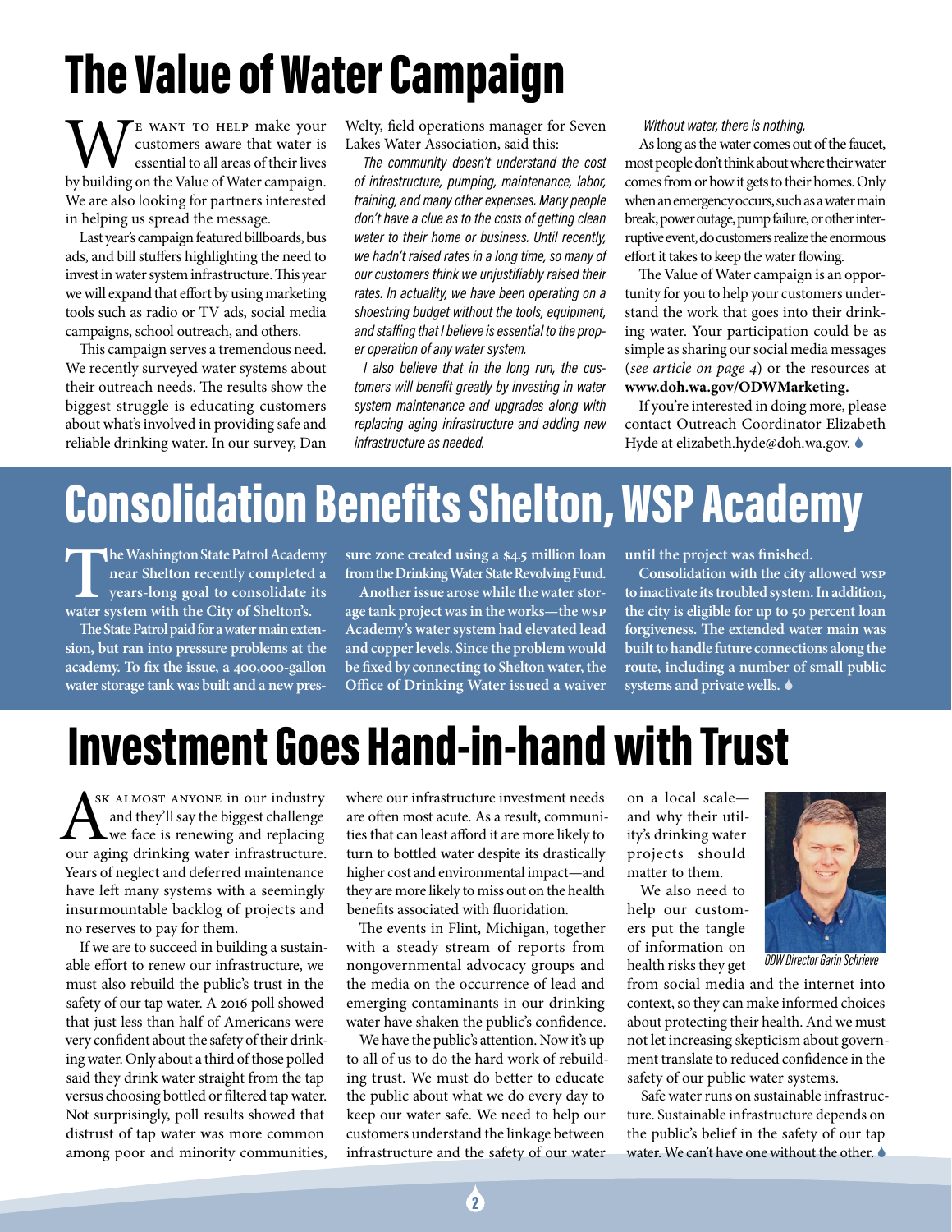# The Value of Water Campaign

We want to help make your customers aware that water is essential to all areas of their lives by building on the Value of Water campaign. We are also looking for partners interested in helping us spread the message.

Last year's campaign featured billboards, bus ads, and bill stuffers highlighting the need to invest in water system infrastructure. This year we will expand that effort by using marketing tools such as radio or TV ads, social media campaigns, school outreach, and others.

This campaign serves a tremendous need. We recently surveyed water systems about their outreach needs. The results show the biggest struggle is educating customers about what's involved in providing safe and reliable drinking water. In our survey, Dan Welty, field operations manager for Seven Lakes Water Association, said this:

*The community doesn't understand the cost of infrastructure, pumping, maintenance, labor, training, and many other expenses. Many people don't have a clue as to the costs of getting clean water to their home or business. Until recently, we hadn't raised rates in a long time, so many of our customers think we unjustifiably raised their rates. In actuality, we have been operating on a shoestring budget without the tools, equipment, and staffing that I believe is essential to the proper operation of any water system.*

*I also believe that in the long run, the customers will benefit greatly by investing in water system maintenance and upgrades along with replacing aging infrastructure and adding new infrastructure as needed.*

*Without water, there is nothing.*

As long as the water comes out of the faucet, most people don't think about where their water comes from or how it gets to their homes. Only when an emergency occurs, such as a water main break, power outage, pump failure, or other interruptive event, do customers realize the enormous effort it takes to keep the water flowing.

The Value of Water campaign is an opportunity for you to help your customers understand the work that goes into their drinking water. Your participation could be as simple as sharing our social media messages (*see article on page 4*) or the resources at **www.doh.wa.gov/ODWMarketing.**

If you're interested in doing more, please contact Outreach Coordinator Elizabeth Hyde at elizabeth.hyde@doh.wa.gov.

# Consolidation Benefits Shelton, WSP Academy

**The Washington State Patrol Academy near Shelton recently completed a years-long goal to consolidate its water system with the City of Shelton's.**

**The State Patrol paid for a water main extension, but ran into pressure problems at the academy. To fix the issue, a 400,000-gallon water storage tank was built and a new pressure zone created using a $4.5 million loan from the Drinking Water State Revolving Fund.**

**Another issue arose while the water storage tank project was in the works—the WSP Academy's water system had elevated lead and copper levels. Since the problem would be fixed by connecting to Shelton water, the Office of Drinking Water issued a waiver until the project was finished.**

**Consolidation with the city allowed WSP to inactivate its troubled system. In addition, the city is eligible for up to 50 percent loan forgiveness. The extended water main was built to handle future connections along the route, including a number of small public systems and private wells.**

# Investment Goes Hand-in-hand with Trust

Ask almost anyone in our industry and they'll say the biggest challenge we face is renewing and replacing our aging drinking water infrastructure. Years of neglect and deferred maintenance have left many systems with a seemingly insurmountable backlog of projects and no reserves to pay for them.

If we are to succeed in building a sustainable effort to renew our infrastructure, we must also rebuild the public's trust in the safety of our tap water. A 2016 poll showed that just less than half of Americans were very confident about the safety of their drinking water. Only about a third of those polled said they drink water straight from the tap versus choosing bottled or filtered tap water. Not surprisingly, poll results showed that distrust of tap water was more common among poor and minority communities, where our infrastructure investment needs are often most acute. As a result, communities that can least afford it are more likely to turn to bottled water despite its drastically higher cost and environmental impact—and they are more likely to miss out on the health benefits associated with fluoridation.

The events in Flint, Michigan, together with a steady stream of reports from nongovernmental advocacy groups and the media on the occurrence of lead and emerging contaminants in our drinking water have shaken the public's confidence.

We have the public's attention. Now it's up to all of us to do the hard work of rebuilding trust. We must do better to educate the public about what we do every day to keep our water safe. We need to help our customers understand the linkage between infrastructure and the safety of our water on a local scale—and why their utility's drinking water projects should matter to them.

*ODW Director Garin Schrieve*

We also need to help our customers put the tangle of information on health risks they get from social media and the internet into context, so they can make informed choices about protecting their health. And we must not let increasing skepticism about government translate to reduced confidence in the safety of our public water systems.

Safe water runs on sustainable infrastructure. Sustainable infrastructure depends on the public's belief in the safety of our tap water. We can't have one without the other.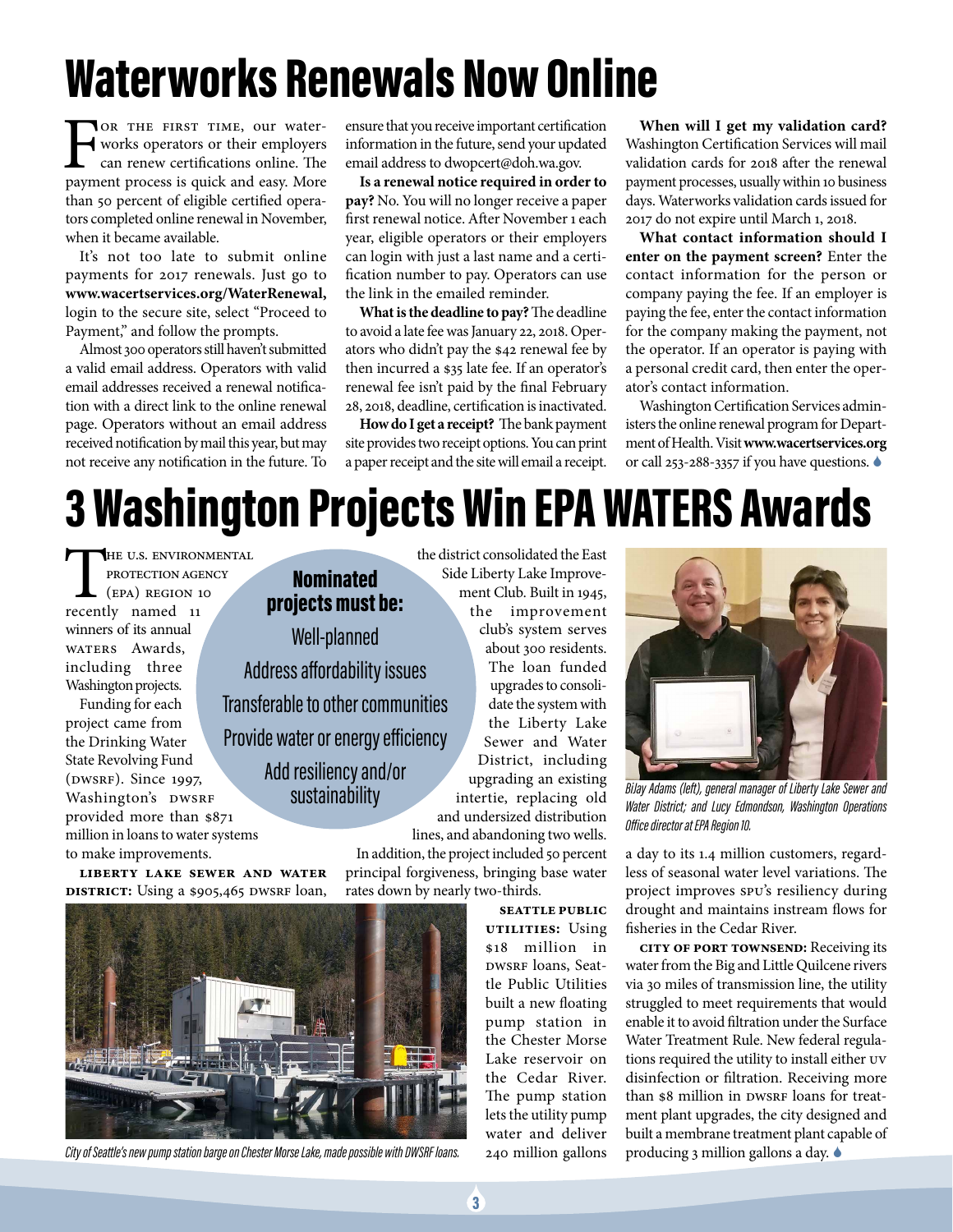# Waterworks Renewals Now Online

For the first time, our waterworks operators or their employers can renew certifications online. The payment process is quick and easy. More than 50 percent of eligible certified operators completed online renewal in November, when it became available.

It's not too late to submit online payments for 2017 renewals. Just go to **www.wacertservices.org/WaterRenewal,** login to the secure site, select "Proceed to Payment," and follow the prompts.

Almost 300 operators still haven't submitted a valid email address. Operators with valid email addresses received a renewal notification with a direct link to the online renewal page. Operators without an email address received notification by mail this year, but may not receive any notification in the future. To ensure that you receive important certification information in the future, send your updated email address to dwopcert@doh.wa.gov.

**Is a renewal notice required in order to pay?** No. You will no longer receive a paper first renewal notice. After November 1 each year, eligible operators or their employers can login with just a last name and a certification number to pay. Operators can use the link in the emailed reminder.

**What is the deadline to pay?** The deadline to avoid a late fee was January 22, 2018. Operators who didn't pay the $42 renewal fee by then incurred a $35 late fee. If an operator's renewal fee isn't paid by the final February 28, 2018, deadline, certification is inactivated.

**How do I get a receipt?** The bank payment site provides two receipt options. You can print a paper receipt and the site will email a receipt.

**When will I get my validation card?** Washington Certification Services will mail validation cards for 2018 after the renewal payment processes, usually within 10 business days. Waterworks validation cards issued for 2017 do not expire until March 1, 2018.

**What contact information should I enter on the payment screen?** Enter the contact information for the person or company paying the fee. If an employer is paying the fee, enter the contact information for the company making the payment, not the operator. If an operator is paying with a personal credit card, then enter the operator's contact information.

Washington Certification Services administers the online renewal program for Department of Health. Visit **www.wacertservices.org** or call 253-288-3357 if you have questions.

# 3 Washington Projects Win EPA WATERS Awards

The U.S. Environmental Protection Agency (EPA) Region 10 recently named 11 winners of its annual WATERS Awards, including three Washington projects.

Funding for each project came from the Drinking Water State Revolving Fund (DWSRF). Since 1997, Washington's DWSRF provided more than $871 million in loans to water systems to make improvements.

**Nominated projects must be:**

- Well-planned
- Address affordability issues
- Transferable to other communities
- Provide water or energy efficiency
- Add resiliency and/or sustainability

**Liberty Lake Sewer and Water District:** Using a $905,465 DWSRF loan, the district consolidated the East Side Liberty Lake Improvement Club. Built in 1945, the improvement club's system serves about 300 residents. The loan funded upgrades to consolidate the system with the Liberty Lake Sewer and Water District, including upgrading an existing intertie, replacing old and undersized distribution lines, and abandoning two wells.

In addition, the project included 50 percent principal forgiveness, bringing base water rates down by nearly two-thirds.

*BJay Adams (left), general manager of Liberty Lake Sewer and Water District; and Lucy Edmondson, Washington Operations Office director at EPA Region 10.*

**Seattle Public Utilities:** Using $18 million in DWSRF loans, Seattle Public Utilities built a new floating pump station in the Chester Morse Lake reservoir on the Cedar River. The pump station lets the utility pump water and deliver 240 million gallons a day to its 1.4 million customers, regardless of seasonal water level variations. The project improves SPU's resiliency during drought and maintains instream flows for fisheries in the Cedar River.

*City of Seattle's new pump station barge on Chester Morse Lake, made possible with DWSRF loans.*

**City of Port Townsend:** Receiving its water from the Big and Little Quilcene rivers via 30 miles of transmission line, the utility struggled to meet requirements that would enable it to avoid filtration under the Surface Water Treatment Rule. New federal regulations required the utility to install either UV disinfection or filtration. Receiving more than $8 million in DWSRF loans for treatment plant upgrades, the city designed and built a membrane treatment plant capable of producing 3 million gallons a day.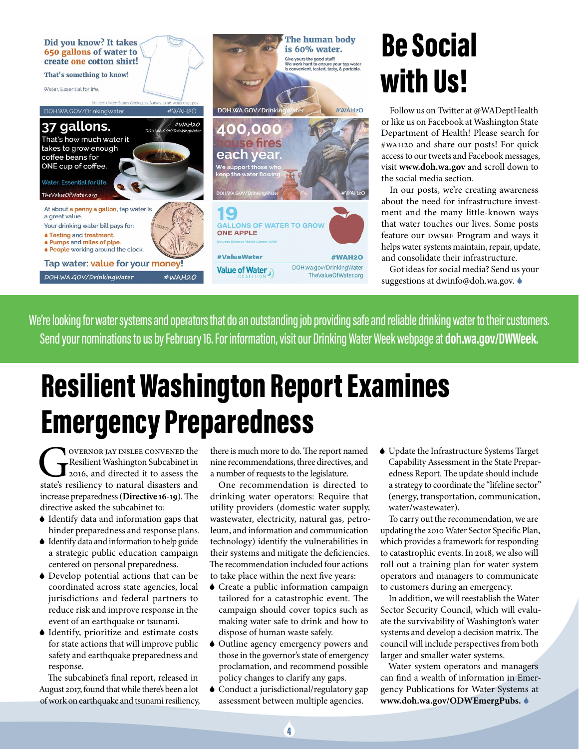Did you know? It takes 650 gallons of water to create one cotton shirt!

That's something to know!

Water. Essential for life.

Source: United States Geological Survey, 2016. water.usgs.gov

DOH.WA.GOV/DrinkingWater #WAH2O

The human body is 60% water.

Give yours the good stuff! We work hard to ensure your tap water is convenient, tested, tasty, & portable.

DOH.WA.GOV/DrinkingWater #WAH2O

37 gallons.

That's how much water it takes to grow enough coffee beans for ONE cup of coffee.

Water. Essential for life.

TheValueOfWater.org

#WAH2O DOH.WA.GOV/DrinkingWater

400,000 house fires each year.

We support those who keep the water flowing.

DOH.WA.GOV/DrinkingWater #WAH2O

At about a penny a gallon, tap water is a great value.

Your drinking water bill pays for:

- Testing and treatment.
- Pumps and miles of pipe.
- People working around the clock.

Tap water: value for your money!

DOH.WA.GOV/DrinkingWater #WAH2O

19 GALLONS OF WATER TO GROW ONE APPLE

Source: Science Media Center 2009

#ValueWater #WAH2O

Value of Water COALITION

DOH.wa.gov/DrinkingWater TheValueOfWater.org

# Be Social with Us!

Follow us on Twitter at @WADeptHealth or like us on Facebook at Washington State Department of Health! Please search for #WAH2O and share our posts! For quick access to our tweets and Facebook messages, visit **www.doh.wa.gov** and scroll down to the social media section.

In our posts, we're creating awareness about the need for infrastructure investment and the many little-known ways that water touches our lives. Some posts feature our DWSRF Program and ways it helps water systems maintain, repair, update, and consolidate their infrastructure.

Got ideas for social media? Send us your suggestions at dwinfo@doh.wa.gov.

We're looking for water systems and operators that do an outstanding job providing safe and reliable drinking water to their customers. Send your nominations to us by February 16. For information, visit our Drinking Water Week webpage at **doh.wa.gov/DWWeek.**

# Resilient Washington Report Examines Emergency Preparedness

Governor Jay Inslee convened the Resilient Washington Subcabinet in 2016, and directed it to assess the state's resiliency to natural disasters and increase preparedness (**Directive 16-19**). The directive asked the subcabinet to:

- Identify data and information gaps that hinder preparedness and response plans.
- Identify data and information to help guide a strategic public education campaign centered on personal preparedness.
- Develop potential actions that can be coordinated across state agencies, local jurisdictions and federal partners to reduce risk and improve response in the event of an earthquake or tsunami.
- Identify, prioritize and estimate costs for state actions that will improve public safety and earthquake preparedness and response.

The subcabinet's final report, released in August 2017, found that while there's been a lot of work on earthquake and tsunami resiliency, there is much more to do. The report named nine recommendations, three directives, and a number of requests to the legislature.

One recommendation is directed to drinking water operators: Require that utility providers (domestic water supply, wastewater, electricity, natural gas, petroleum, and information and communication technology) identify the vulnerabilities in their systems and mitigate the deficiencies. The recommendation included four actions to take place within the next five years:

- Create a public information campaign tailored for a catastrophic event. The campaign should cover topics such as making water safe to drink and how to dispose of human waste safely.
- Outline agency emergency powers and those in the governor's state of emergency proclamation, and recommend possible policy changes to clarify any gaps.
- Conduct a jurisdictional/regulatory gap assessment between multiple agencies.
- Update the Infrastructure Systems Target Capability Assessment in the State Preparedness Report. The update should include a strategy to coordinate the "lifeline sector" (energy, transportation, communication, water/wastewater).

To carry out the recommendation, we are updating the 2010 Water Sector Specific Plan, which provides a framework for responding to catastrophic events. In 2018, we also will roll out a training plan for water system operators and managers to communicate to customers during an emergency.

In addition, we will reestablish the Water Sector Security Council, which will evaluate the survivability of Washington's water systems and develop a decision matrix. The council will include perspectives from both larger and smaller water systems.

Water system operators and managers can find a wealth of information in Emergency Publications for Water Systems at **www.doh.wa.gov/ODWEmergPubs.**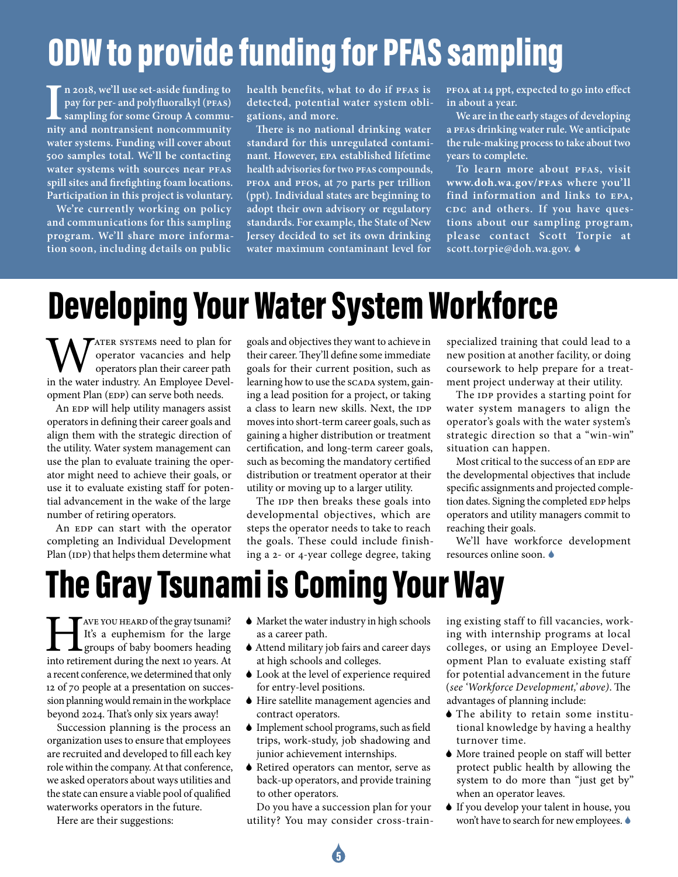# ODW to provide funding for PFAS sampling

**In 2018, we'll use set-aside funding to pay for per- and polyfluoralkyl (PFAS) sampling for some Group A community and nontransient noncommunity water systems. Funding will cover about 500 samples total. We'll be contacting water systems with sources near PFAS spill sites and firefighting foam locations. Participation in this project is voluntary.**

**We're currently working on policy and communications for this sampling program. We'll share more information soon, including details on public health benefits, what to do if PFAS is detected, potential water system obligations, and more.**

**There is no national drinking water standard for this unregulated contaminant. However, EPA established lifetime health advisories for two PFAS compounds, PFOA and PFOS, at 70 parts per trillion (ppt). Individual states are beginning to adopt their own advisory or regulatory standards. For example, the State of New Jersey decided to set its own drinking water maximum contaminant level for PFOA at 14 ppt, expected to go into effect in about a year.**

**We are in the early stages of developing a PFAS drinking water rule. We anticipate the rule-making process to take about two years to complete.**

**To learn more about PFAS, visit www.doh.wa.gov/PFAS where you'll find information and links to EPA, CDC and others. If you have questions about our sampling program, please contact Scott Torpie at scott.torpie@doh.wa.gov.**

# Developing Your Water System Workforce

Water systems need to plan for operator vacancies and help operators plan their career path in the water industry. An Employee Development Plan (EDP) can serve both needs.

An EDP will help utility managers assist operators in defining their career goals and align them with the strategic direction of the utility. Water system management can use the plan to evaluate training the operator might need to achieve their goals, or use it to evaluate existing staff for potential advancement in the wake of the large number of retiring operators.

An EDP can start with the operator completing an Individual Development Plan (IDP) that helps them determine what goals and objectives they want to achieve in their career. They'll define some immediate goals for their current position, such as learning how to use the SCADA system, gaining a lead position for a project, or taking a class to learn new skills. Next, the IDP moves into short-term career goals, such as gaining a higher distribution or treatment certification, and long-term career goals, such as becoming the mandatory certified distribution or treatment operator at their utility or moving up to a larger utility.

The IDP then breaks these goals into developmental objectives, which are steps the operator needs to take to reach the goals. These could include finishing a 2- or 4-year college degree, taking specialized training that could lead to a new position at another facility, or doing coursework to help prepare for a treatment project underway at their utility.

The IDP provides a starting point for water system managers to align the operator's goals with the water system's strategic direction so that a "win-win" situation can happen.

Most critical to the success of an EDP are the developmental objectives that include specific assignments and projected completion dates. Signing the completed EDP helps operators and utility managers commit to reaching their goals.

We'll have workforce development resources online soon.

# The Gray Tsunami is Coming Your Way

Have you heard of the gray tsunami? It's a euphemism for the large groups of baby boomers heading into retirement during the next 10 years. At a recent conference, we determined that only 12 of 70 people at a presentation on succession planning would remain in the workplace beyond 2024. That's only six years away!

Succession planning is the process an organization uses to ensure that employees are recruited and developed to fill each key role within the company. At that conference, we asked operators about ways utilities and the state can ensure a viable pool of qualified waterworks operators in the future.

Here are their suggestions:

- Market the water industry in high schools as a career path.
- Attend military job fairs and career days at high schools and colleges.
- Look at the level of experience required for entry-level positions.
- Hire satellite management agencies and contract operators.
- Implement school programs, such as field trips, work-study, job shadowing and junior achievement internships.
- Retired operators can mentor, serve as back-up operators, and provide training to other operators.

Do you have a succession plan for your utility? You may consider cross-training existing staff to fill vacancies, working with internship programs at local colleges, or using an Employee Development Plan to evaluate existing staff for potential advancement in the future (*see 'Workforce Development,' above*). The advantages of planning include:

- The ability to retain some institutional knowledge by having a healthy turnover time.
- More trained people on staff will better protect public health by allowing the system to do more than "just get by" when an operator leaves.
- If you develop your talent in house, you won't have to search for new employees.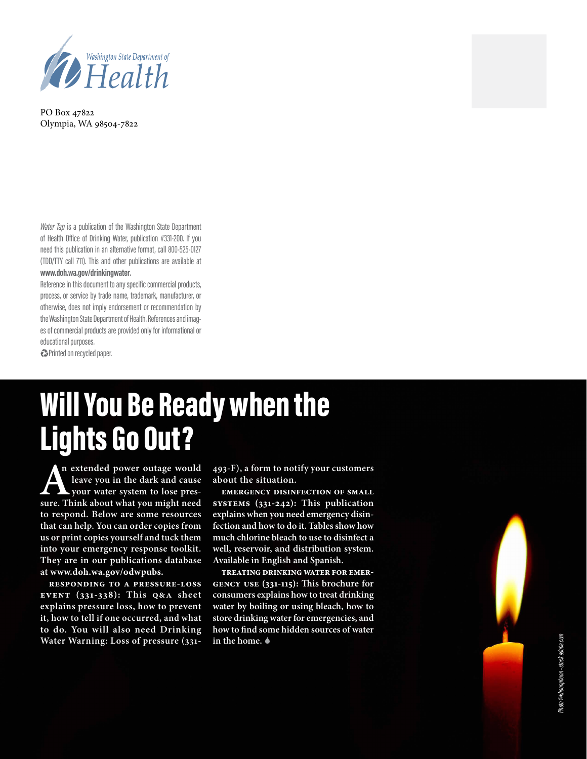Washington State Department of Health

PO Box 47822
Olympia, WA 98504-7822

*Water Tap* is a publication of the Washington State Department of Health Office of Drinking Water, publication #331-200. If you need this publication in an alternative format, call 800-525-0127 (TDD/TTY call 711). This and other publications are available at **www.doh.wa.gov/drinkingwater**.

Reference in this document to any specific commercial products, process, or service by trade name, trademark, manufacturer, or otherwise, does not imply endorsement or recommendation by the Washington State Department of Health. References and images of commercial products are provided only for informational or educational purposes.

♻ Printed on recycled paper.

# Will You Be Ready when the Lights Go Out?

**An extended power outage would leave you in the dark and cause your water system to lose pressure. Think about what you might need to respond. Below are some resources that can help. You can order copies from us or print copies yourself and tuck them into your emergency response toolkit. They are in our publications database at www.doh.wa.gov/odwpubs.**

**RESPONDING TO A PRESSURE-LOSS EVENT (331-338): This Q&A sheet explains pressure loss, how to prevent it, how to tell if one occurred, and what to do. You will also need Drinking Water Warning: Loss of pressure (331-493-F), a form to notify your customers about the situation.**

**EMERGENCY DISINFECTION OF SMALL SYSTEMS (331-242): This publication explains when you need emergency disinfection and how to do it. Tables show how much chlorine bleach to use to disinfect a well, reservoir, and distribution system. Available in English and Spanish.**

**TREATING DRINKING WATER FOR EMERGENCY USE (331-115): This brochure for consumers explains how to treat drinking water by boiling or using bleach, how to store drinking water for emergencies, and how to find some hidden sources of water in the home.**

Photo ©khoonphoon - stock.adobe.com